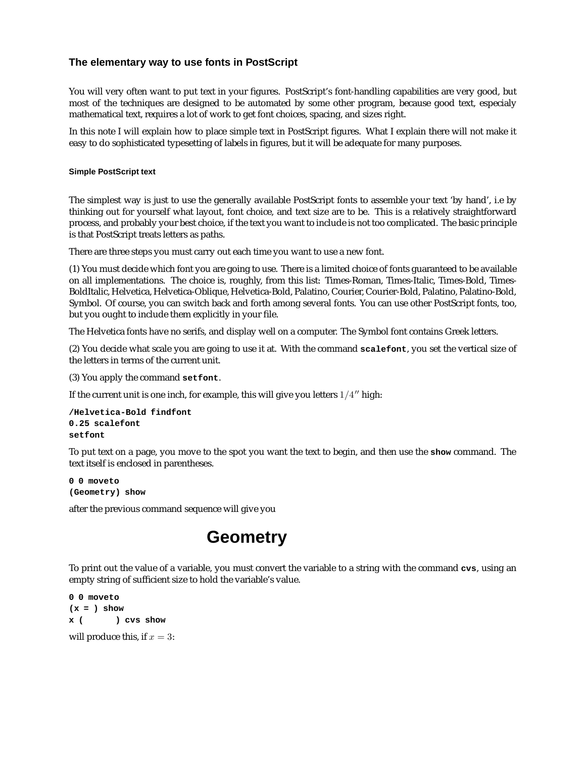## The elementary way to use fonts in PostScript

You will very often want to put text in your figures. PostScript's font-handling capabilities are very good, but most of the techniques are designed to be automated by some other program, because good text, especialy mathematical text, requires a lot of work to get font choices, spacing, and sizes right.

In this note I will explain how to place simple text in PostScript figures. What I explain there will not make it easy to do sophisticated typesetting of labels in figures, but it will be adequate for many purposes.

### Simple PostScript text

The simplest way is just to use the generally available PostScript fonts to assemble your text 'by hand', i.e by thinking out for yourself what layout, font choice, and text size are to be. This is a relatively straightforward process, and probably your best choice, if the text you want to include is not too complicated. The basic principle is that PostScript treats letters as paths.

There are three steps you must carry out each time you want to use a new font.

(1) You must decide which font you are going to use. There is a limited choice of fonts guaranteed to be available on all implementations. The choice is, roughly, from this list: Times-Roman, Times-Italic, Times-Bold, Times-BoldItalic, Helvetica, Helvetica-Oblique, Helvetica-Bold, Palatino, Courier, Courier-Bold, Palatino, Palatino-Bold, Symbol. Of course, you can switch back and forth among several fonts. You can use other PostScript fonts, too, but you ought to include them explicitly in your file.

The Helvetica fonts have no serifs, and display well on a computer. The Symbol font contains Greek letters.

(2) You decide what scale you are going to use it at. With the command **scalefont**, you set the vertical size of the letters in terms of the current unit.

(3) You apply the command **setfont**.

If the current unit is one inch, for example, this will give you letters $1/4''$ high:

```
/Helvetica-Bold findfont
0.25 scalefont
setfont
```

To put text on a page, you move to the spot you want the text to begin, and then use the **show** command. The text itself is enclosed in parentheses.

```
0 0 moveto
(Geometry) show
```

after the previous command sequence will give you

**Geometry**

To print out the value of a variable, you must convert the variable to a string with the command **cvs**, using an empty string of sufficient size to hold the variable's value.

```
0 0 moveto
(x = ) show
x (      ) cvs show
```

will produce this, if $x = 3$: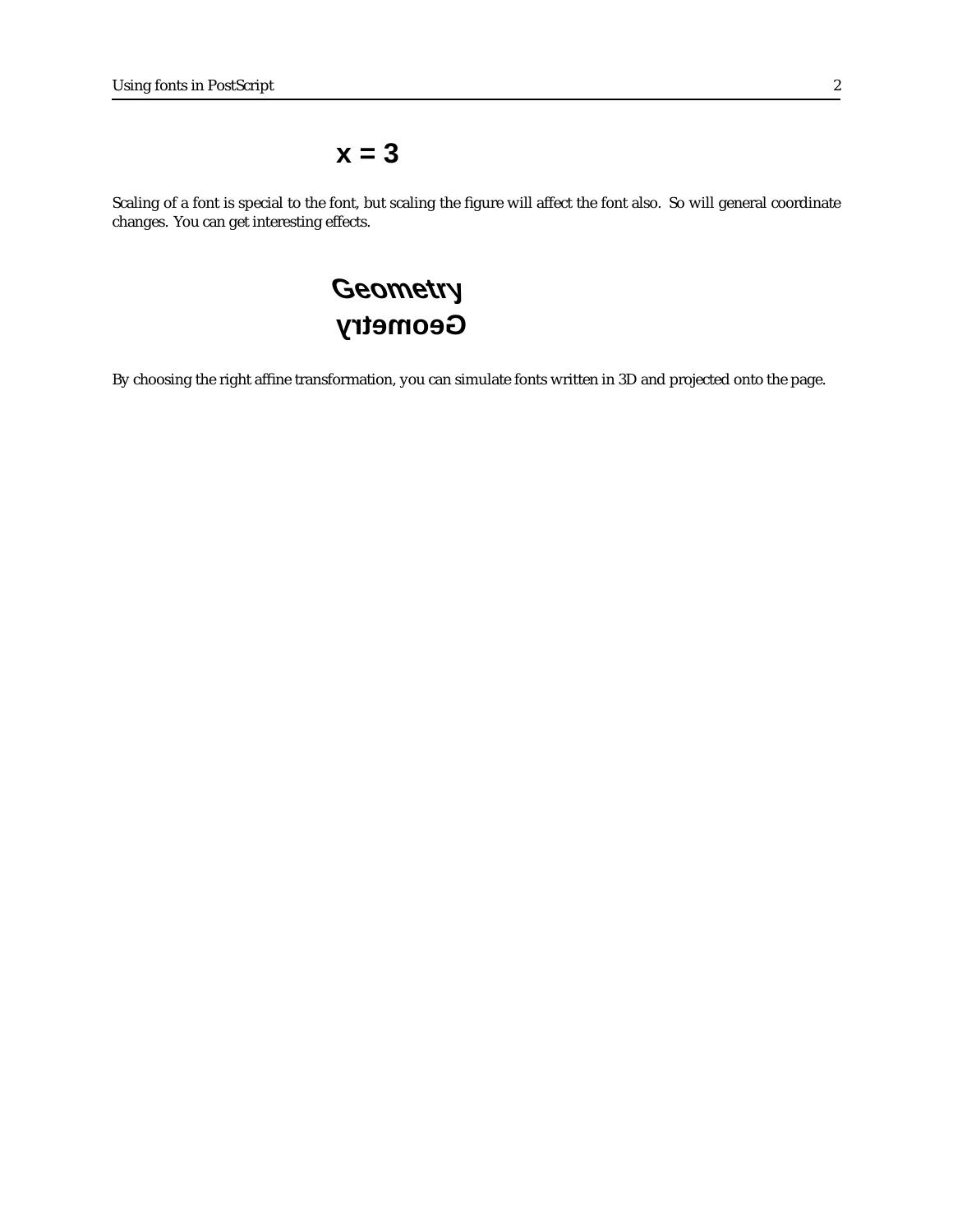**x = 3**

Scaling of a font is special to the font, but scaling the figure will affect the font also. So will general coordinate changes. You can get interesting effects.

**Geometry**

**Geometry**

By choosing the right affine transformation, you can simulate fonts written in 3D and projected onto the page.